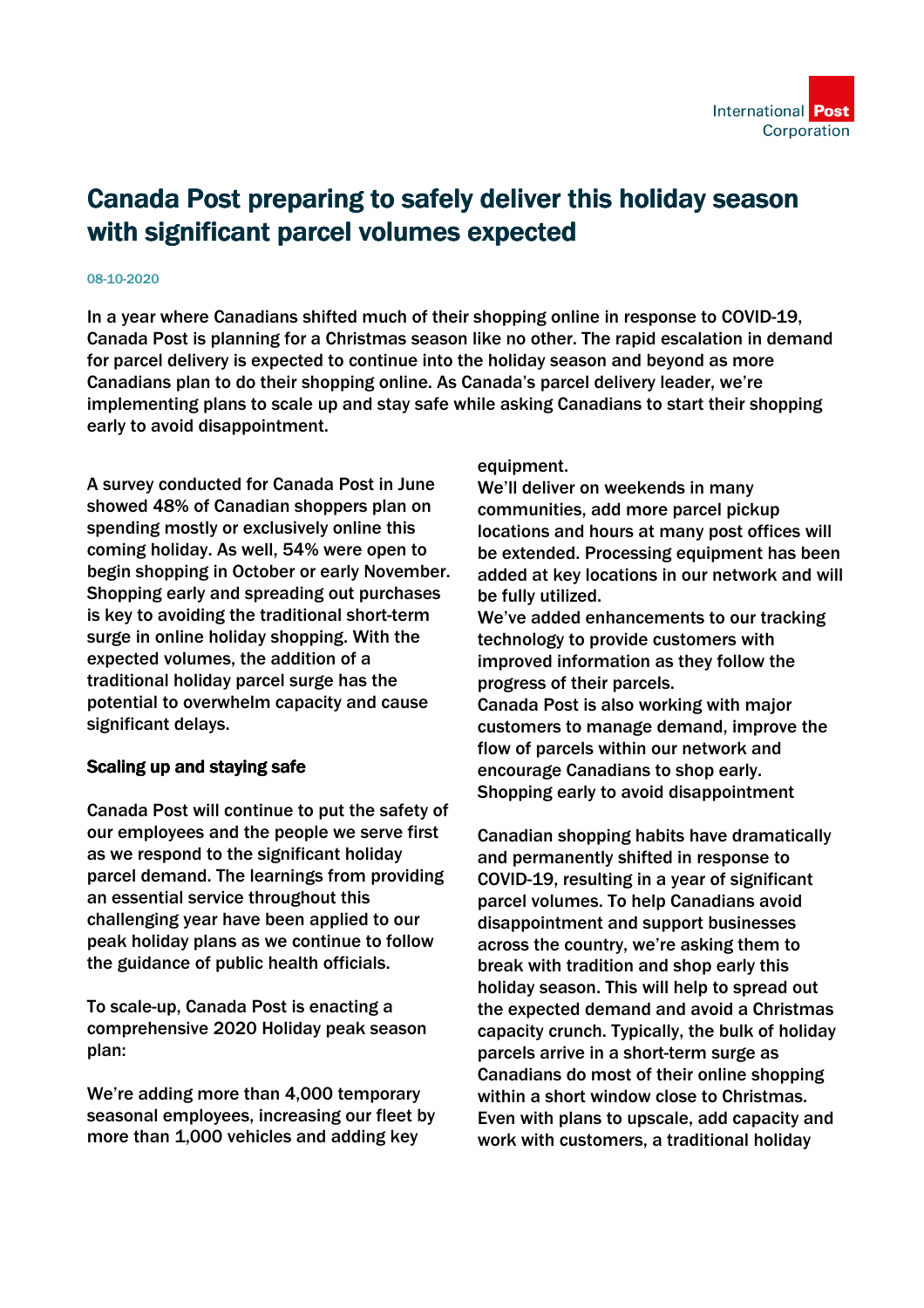# Canada Post preparing to safely deliver this holiday season with significant parcel volumes expected

08-10-2020

In a year where Canadians shifted much of their shopping online in response to COVID-19, Canada Post is planning for a Christmas season like no other. The rapid escalation in demand for parcel delivery is expected to continue into the holiday season and beyond as more Canadians plan to do their shopping online. As Canada's parcel delivery leader, we're implementing plans to scale up and stay safe while asking Canadians to start their shopping early to avoid disappointment.

A survey conducted for Canada Post in June showed 48% of Canadian shoppers plan on spending mostly or exclusively online this coming holiday. As well, 54% were open to begin shopping in October or early November. Shopping early and spreading out purchases is key to avoiding the traditional short-term surge in online holiday shopping. With the expected volumes, the addition of a traditional holiday parcel surge has the potential to overwhelm capacity and cause significant delays.

## Scaling up and staying safe

Canada Post will continue to put the safety of our employees and the people we serve first as we respond to the significant holiday parcel demand. The learnings from providing an essential service throughout this challenging year have been applied to our peak holiday plans as we continue to follow the guidance of public health officials.

To scale-up, Canada Post is enacting a comprehensive 2020 Holiday peak season plan:

We're adding more than 4,000 temporary seasonal employees, increasing our fleet by more than 1,000 vehicles and adding key equipment.

We'll deliver on weekends in many communities, add more parcel pickup locations and hours at many post offices will be extended. Processing equipment has been added at key locations in our network and will be fully utilized.

We've added enhancements to our tracking technology to provide customers with improved information as they follow the progress of their parcels.

Canada Post is also working with major customers to manage demand, improve the flow of parcels within our network and encourage Canadians to shop early.

## Shopping early to avoid disappointment

Canadian shopping habits have dramatically and permanently shifted in response to COVID-19, resulting in a year of significant parcel volumes. To help Canadians avoid disappointment and support businesses across the country, we're asking them to break with tradition and shop early this holiday season. This will help to spread out the expected demand and avoid a Christmas capacity crunch. Typically, the bulk of holiday parcels arrive in a short-term surge as Canadians do most of their online shopping within a short window close to Christmas. Even with plans to upscale, add capacity and work with customers, a traditional holiday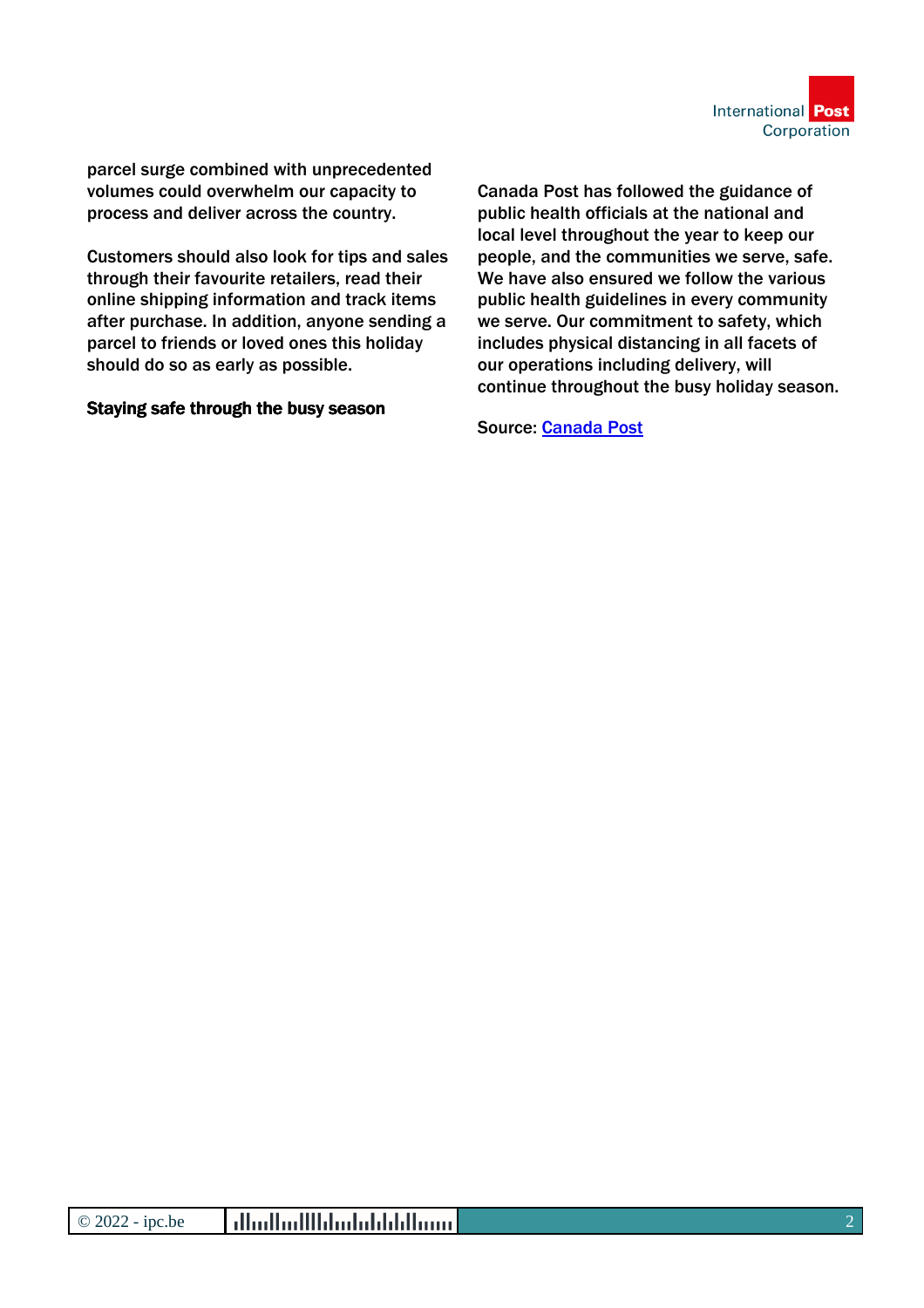parcel surge combined with unprecedented volumes could overwhelm our capacity to process and deliver across the country.

Customers should also look for tips and sales through their favourite retailers, read their online shipping information and track items after purchase. In addition, anyone sending a parcel to friends or loved ones this holiday should do so as early as possible.

**Staying safe through the busy season**

Canada Post has followed the guidance of public health officials at the national and local level throughout the year to keep our people, and the communities we serve, safe. We have also ensured we follow the various public health guidelines in every community we serve. Our commitment to safety, which includes physical distancing in all facets of our operations including delivery, will continue throughout the busy holiday season.

Source: [Canada Post]